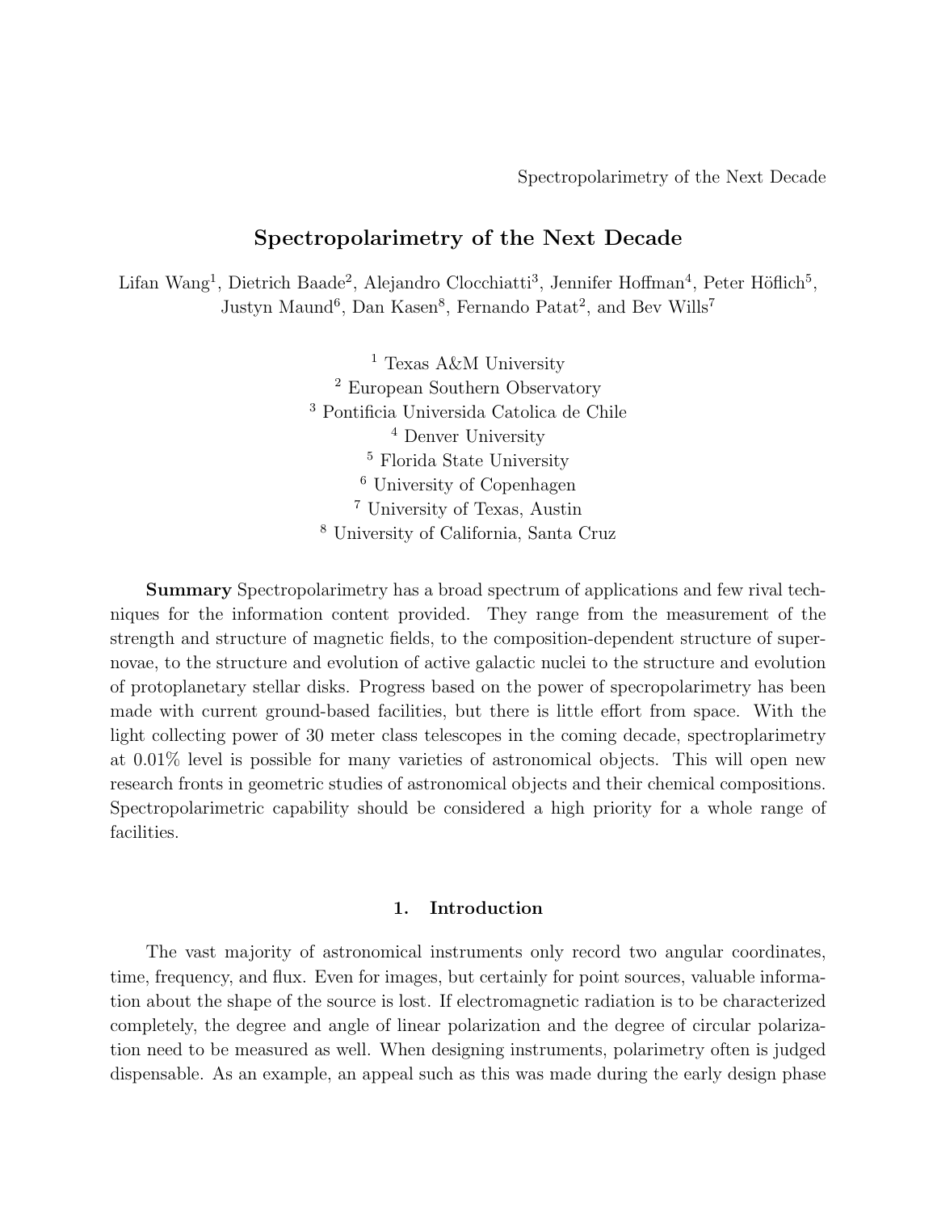# Spectropolarimetry of the Next Decade

Lifan Wang[1], Dietrich Baade[2], Alejandro Clocchiatti[3], Jennifer Hoffman[4], Peter Höflich[5], Justyn Maund[6], Dan Kasen[8], Fernando Patat[2], and Bev Wills[7]

[1] Texas A&M University
[2] European Southern Observatory
[3] Pontificia Universida Catolica de Chile
[4] Denver University
[5] Florida State University
[6] University of Copenhagen
[7] University of Texas, Austin
[8] University of California, Santa Cruz

**Summary** Spectropolarimetry has a broad spectrum of applications and few rival techniques for the information content provided. They range from the measurement of the strength and structure of magnetic fields, to the composition-dependent structure of supernovae, to the structure and evolution of active galactic nuclei to the structure and evolution of protoplanetary stellar disks. Progress based on the power of specropolarimetry has been made with current ground-based facilities, but there is little effort from space. With the light collecting power of 30 meter class telescopes in the coming decade, spectroplarimetry at 0.01% level is possible for many varieties of astronomical objects. This will open new research fronts in geometric studies of astronomical objects and their chemical compositions. Spectropolarimetric capability should be considered a high priority for a whole range of facilities.

## 1. Introduction

The vast majority of astronomical instruments only record two angular coordinates, time, frequency, and flux. Even for images, but certainly for point sources, valuable information about the shape of the source is lost. If electromagnetic radiation is to be characterized completely, the degree and angle of linear polarization and the degree of circular polarization need to be measured as well. When designing instruments, polarimetry often is judged dispensable. As an example, an appeal such as this was made during the early design phase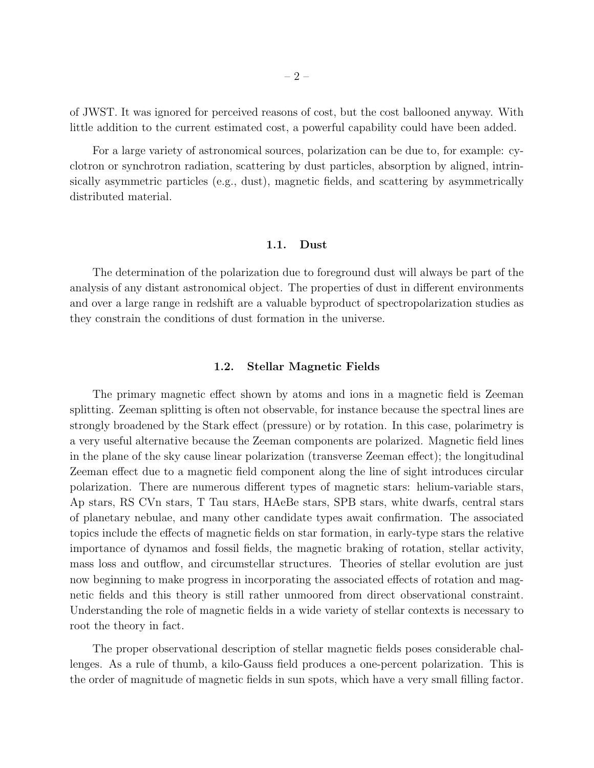of JWST. It was ignored for perceived reasons of cost, but the cost ballooned anyway. With little addition to the current estimated cost, a powerful capability could have been added.

For a large variety of astronomical sources, polarization can be due to, for example: cyclotron or synchrotron radiation, scattering by dust particles, absorption by aligned, intrinsically asymmetric particles (e.g., dust), magnetic fields, and scattering by asymmetrically distributed material.

### 1.1. Dust

The determination of the polarization due to foreground dust will always be part of the analysis of any distant astronomical object. The properties of dust in different environments and over a large range in redshift are a valuable byproduct of spectropolarization studies as they constrain the conditions of dust formation in the universe.

### 1.2. Stellar Magnetic Fields

The primary magnetic effect shown by atoms and ions in a magnetic field is Zeeman splitting. Zeeman splitting is often not observable, for instance because the spectral lines are strongly broadened by the Stark effect (pressure) or by rotation. In this case, polarimetry is a very useful alternative because the Zeeman components are polarized. Magnetic field lines in the plane of the sky cause linear polarization (transverse Zeeman effect); the longitudinal Zeeman effect due to a magnetic field component along the line of sight introduces circular polarization. There are numerous different types of magnetic stars: helium-variable stars, Ap stars, RS CVn stars, T Tau stars, HAeBe stars, SPB stars, white dwarfs, central stars of planetary nebulae, and many other candidate types await confirmation. The associated topics include the effects of magnetic fields on star formation, in early-type stars the relative importance of dynamos and fossil fields, the magnetic braking of rotation, stellar activity, mass loss and outflow, and circumstellar structures. Theories of stellar evolution are just now beginning to make progress in incorporating the associated effects of rotation and magnetic fields and this theory is still rather unmoored from direct observational constraint. Understanding the role of magnetic fields in a wide variety of stellar contexts is necessary to root the theory in fact.

The proper observational description of stellar magnetic fields poses considerable challenges. As a rule of thumb, a kilo-Gauss field produces a one-percent polarization. This is the order of magnitude of magnetic fields in sun spots, which have a very small filling factor.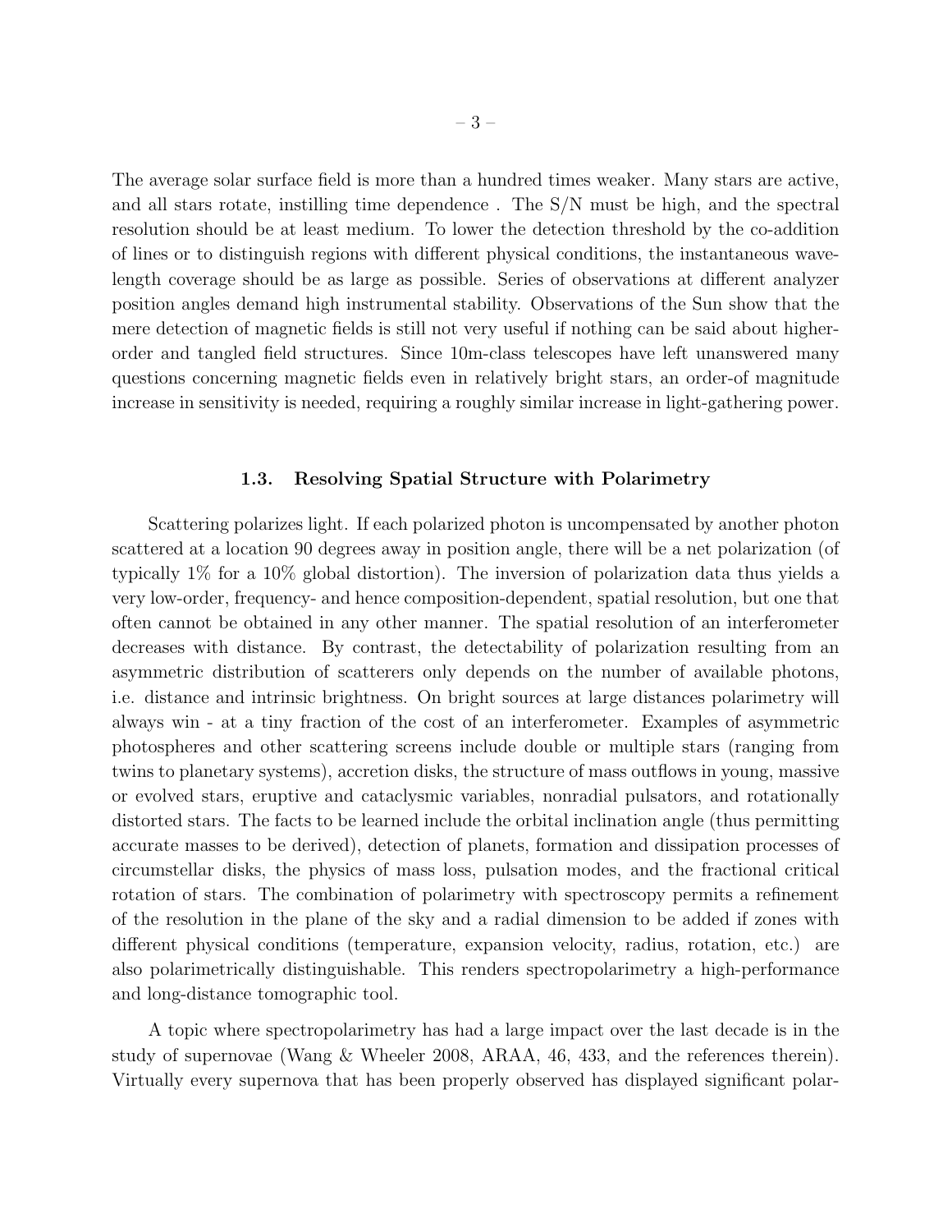The average solar surface field is more than a hundred times weaker. Many stars are active, and all stars rotate, instilling time dependence . The S/N must be high, and the spectral resolution should be at least medium. To lower the detection threshold by the co-addition of lines or to distinguish regions with different physical conditions, the instantaneous wavelength coverage should be as large as possible. Series of observations at different analyzer position angles demand high instrumental stability. Observations of the Sun show that the mere detection of magnetic fields is still not very useful if nothing can be said about higher-order and tangled field structures. Since 10m-class telescopes have left unanswered many questions concerning magnetic fields even in relatively bright stars, an order-of magnitude increase in sensitivity is needed, requiring a roughly similar increase in light-gathering power.

### 1.3. Resolving Spatial Structure with Polarimetry

Scattering polarizes light. If each polarized photon is uncompensated by another photon scattered at a location 90 degrees away in position angle, there will be a net polarization (of typically 1% for a 10% global distortion). The inversion of polarization data thus yields a very low-order, frequency- and hence composition-dependent, spatial resolution, but one that often cannot be obtained in any other manner. The spatial resolution of an interferometer decreases with distance. By contrast, the detectability of polarization resulting from an asymmetric distribution of scatterers only depends on the number of available photons, i.e. distance and intrinsic brightness. On bright sources at large distances polarimetry will always win - at a tiny fraction of the cost of an interferometer. Examples of asymmetric photospheres and other scattering screens include double or multiple stars (ranging from twins to planetary systems), accretion disks, the structure of mass outflows in young, massive or evolved stars, eruptive and cataclysmic variables, nonradial pulsators, and rotationally distorted stars. The facts to be learned include the orbital inclination angle (thus permitting accurate masses to be derived), detection of planets, formation and dissipation processes of circumstellar disks, the physics of mass loss, pulsation modes, and the fractional critical rotation of stars. The combination of polarimetry with spectroscopy permits a refinement of the resolution in the plane of the sky and a radial dimension to be added if zones with different physical conditions (temperature, expansion velocity, radius, rotation, etc.) are also polarimetrically distinguishable. This renders spectropolarimetry a high-performance and long-distance tomographic tool.

A topic where spectropolarimetry has had a large impact over the last decade is in the study of supernovae (Wang & Wheeler 2008, ARAA, 46, 433, and the references therein). Virtually every supernova that has been properly observed has displayed significant polar-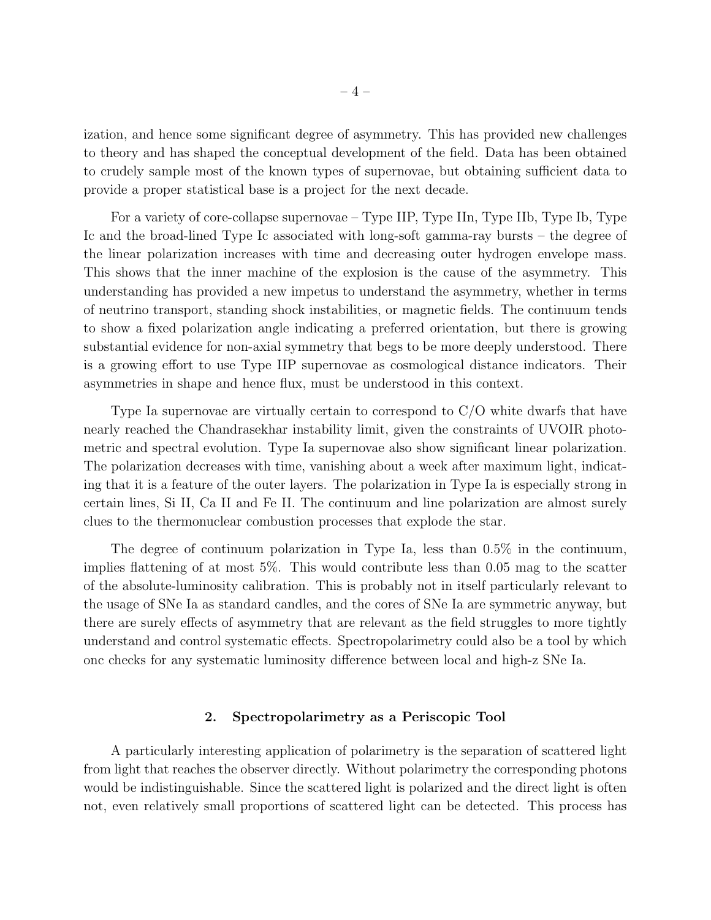ization, and hence some significant degree of asymmetry. This has provided new challenges to theory and has shaped the conceptual development of the field. Data has been obtained to crudely sample most of the known types of supernovae, but obtaining sufficient data to provide a proper statistical base is a project for the next decade.

For a variety of core-collapse supernovae – Type IIP, Type IIn, Type IIb, Type Ib, Type Ic and the broad-lined Type Ic associated with long-soft gamma-ray bursts – the degree of the linear polarization increases with time and decreasing outer hydrogen envelope mass. This shows that the inner machine of the explosion is the cause of the asymmetry. This understanding has provided a new impetus to understand the asymmetry, whether in terms of neutrino transport, standing shock instabilities, or magnetic fields. The continuum tends to show a fixed polarization angle indicating a preferred orientation, but there is growing substantial evidence for non-axial symmetry that begs to be more deeply understood. There is a growing effort to use Type IIP supernovae as cosmological distance indicators. Their asymmetries in shape and hence flux, must be understood in this context.

Type Ia supernovae are virtually certain to correspond to C/O white dwarfs that have nearly reached the Chandrasekhar instability limit, given the constraints of UVOIR photometric and spectral evolution. Type Ia supernovae also show significant linear polarization. The polarization decreases with time, vanishing about a week after maximum light, indicating that it is a feature of the outer layers. The polarization in Type Ia is especially strong in certain lines, Si II, Ca II and Fe II. The continuum and line polarization are almost surely clues to the thermonuclear combustion processes that explode the star.

The degree of continuum polarization in Type Ia, less than 0.5% in the continuum, implies flattening of at most 5%. This would contribute less than 0.05 mag to the scatter of the absolute-luminosity calibration. This is probably not in itself particularly relevant to the usage of SNe Ia as standard candles, and the cores of SNe Ia are symmetric anyway, but there are surely effects of asymmetry that are relevant as the field struggles to more tightly understand and control systematic effects. Spectropolarimetry could also be a tool by which onc checks for any systematic luminosity difference between local and high-z SNe Ia.

## 2. Spectropolarimetry as a Periscopic Tool

A particularly interesting application of polarimetry is the separation of scattered light from light that reaches the observer directly. Without polarimetry the corresponding photons would be indistinguishable. Since the scattered light is polarized and the direct light is often not, even relatively small proportions of scattered light can be detected. This process has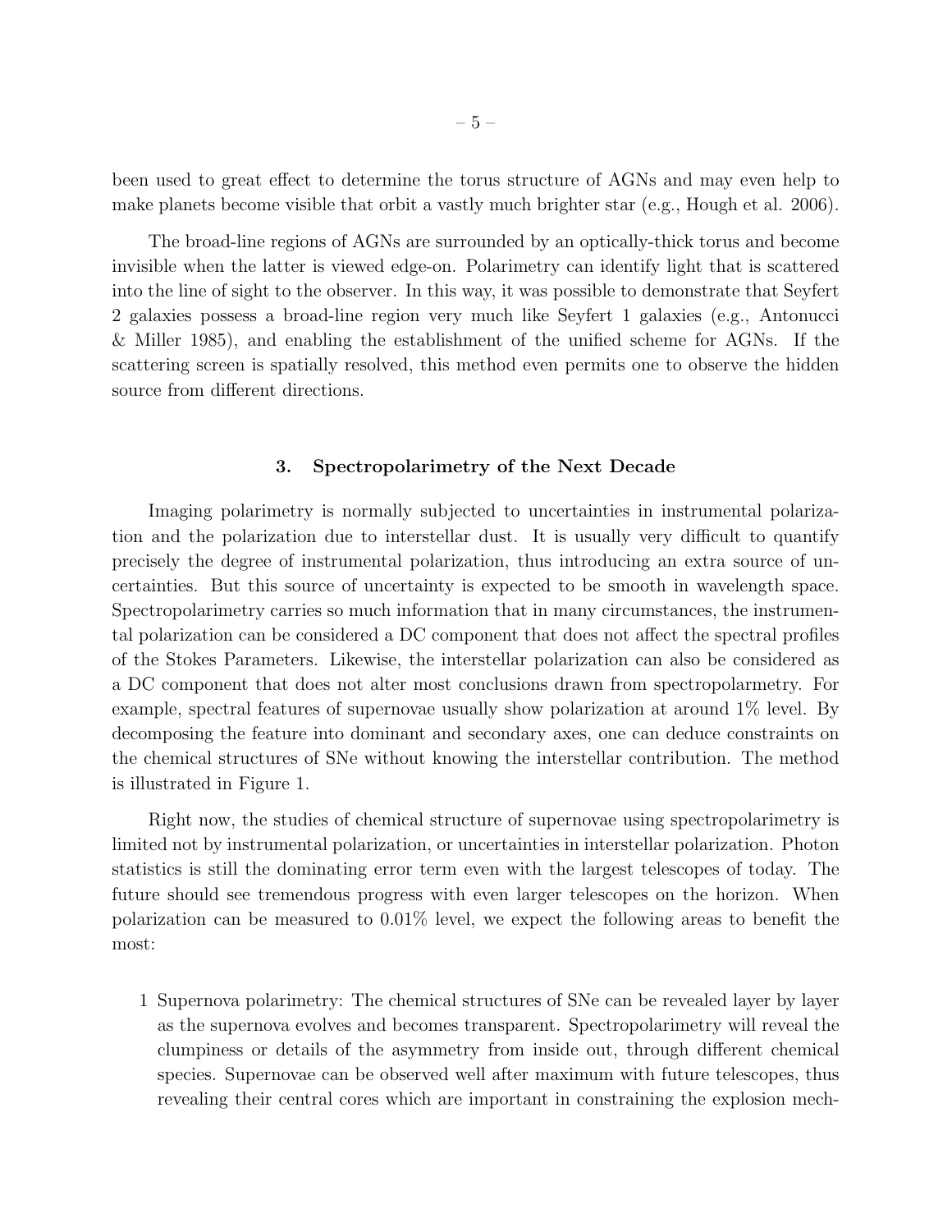been used to great effect to determine the torus structure of AGNs and may even help to make planets become visible that orbit a vastly much brighter star (e.g., Hough et al. 2006).

The broad-line regions of AGNs are surrounded by an optically-thick torus and become invisible when the latter is viewed edge-on. Polarimetry can identify light that is scattered into the line of sight to the observer. In this way, it was possible to demonstrate that Seyfert 2 galaxies possess a broad-line region very much like Seyfert 1 galaxies (e.g., Antonucci & Miller 1985), and enabling the establishment of the unified scheme for AGNs. If the scattering screen is spatially resolved, this method even permits one to observe the hidden source from different directions.

## 3. Spectropolarimetry of the Next Decade

Imaging polarimetry is normally subjected to uncertainties in instrumental polarization and the polarization due to interstellar dust. It is usually very difficult to quantify precisely the degree of instrumental polarization, thus introducing an extra source of uncertainties. But this source of uncertainty is expected to be smooth in wavelength space. Spectropolarimetry carries so much information that in many circumstances, the instrumental polarization can be considered a DC component that does not affect the spectral profiles of the Stokes Parameters. Likewise, the interstellar polarization can also be considered as a DC component that does not alter most conclusions drawn from spectropolarmetry. For example, spectral features of supernovae usually show polarization at around 1% level. By decomposing the feature into dominant and secondary axes, one can deduce constraints on the chemical structures of SNe without knowing the interstellar contribution. The method is illustrated in Figure 1.

Right now, the studies of chemical structure of supernovae using spectropolarimetry is limited not by instrumental polarization, or uncertainties in interstellar polarization. Photon statistics is still the dominating error term even with the largest telescopes of today. The future should see tremendous progress with even larger telescopes on the horizon. When polarization can be measured to 0.01% level, we expect the following areas to benefit the most:

1 Supernova polarimetry: The chemical structures of SNe can be revealed layer by layer as the supernova evolves and becomes transparent. Spectropolarimetry will reveal the clumpiness or details of the asymmetry from inside out, through different chemical species. Supernovae can be observed well after maximum with future telescopes, thus revealing their central cores which are important in constraining the explosion mech-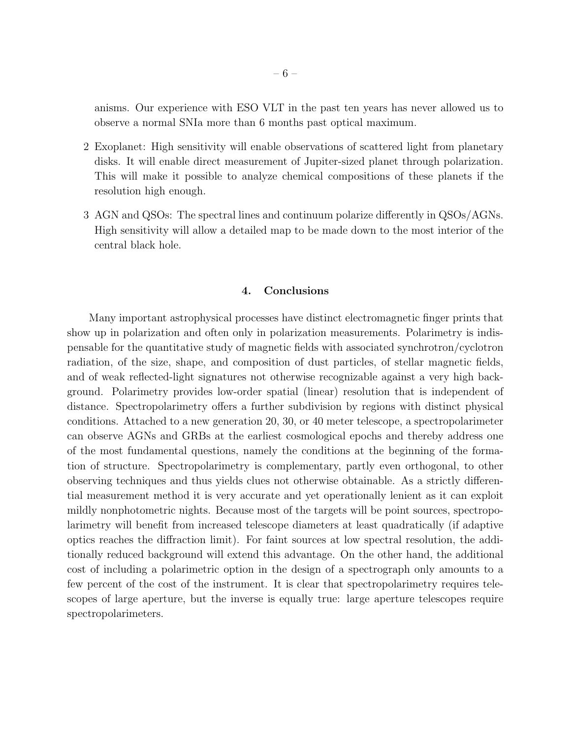anisms. Our experience with ESO VLT in the past ten years has never allowed us to observe a normal SNIa more than 6 months past optical maximum.

2 Exoplanet: High sensitivity will enable observations of scattered light from planetary disks. It will enable direct measurement of Jupiter-sized planet through polarization. This will make it possible to analyze chemical compositions of these planets if the resolution high enough.

3 AGN and QSOs: The spectral lines and continuum polarize differently in QSOs/AGNs. High sensitivity will allow a detailed map to be made down to the most interior of the central black hole.

## 4. Conclusions

Many important astrophysical processes have distinct electromagnetic finger prints that show up in polarization and often only in polarization measurements. Polarimetry is indispensable for the quantitative study of magnetic fields with associated synchrotron/cyclotron radiation, of the size, shape, and composition of dust particles, of stellar magnetic fields, and of weak reflected-light signatures not otherwise recognizable against a very high background. Polarimetry provides low-order spatial (linear) resolution that is independent of distance. Spectropolarimetry offers a further subdivision by regions with distinct physical conditions. Attached to a new generation 20, 30, or 40 meter telescope, a spectropolarimeter can observe AGNs and GRBs at the earliest cosmological epochs and thereby address one of the most fundamental questions, namely the conditions at the beginning of the formation of structure. Spectropolarimetry is complementary, partly even orthogonal, to other observing techniques and thus yields clues not otherwise obtainable. As a strictly differential measurement method it is very accurate and yet operationally lenient as it can exploit mildly nonphotometric nights. Because most of the targets will be point sources, spectropolarimetry will benefit from increased telescope diameters at least quadratically (if adaptive optics reaches the diffraction limit). For faint sources at low spectral resolution, the additionally reduced background will extend this advantage. On the other hand, the additional cost of including a polarimetric option in the design of a spectrograph only amounts to a few percent of the cost of the instrument. It is clear that spectropolarimetry requires telescopes of large aperture, but the inverse is equally true: large aperture telescopes require spectropolarimeters.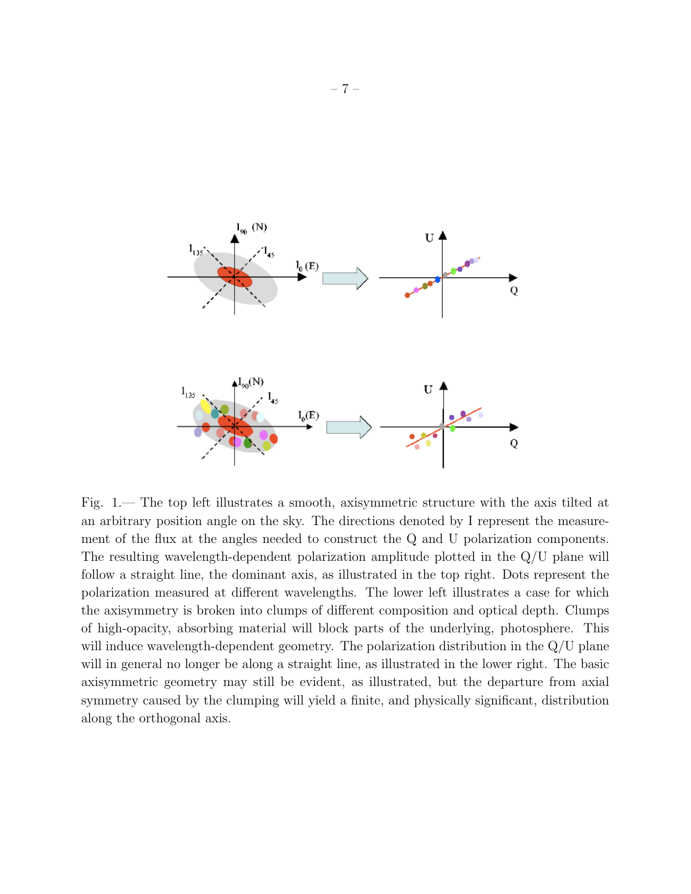$I_{90}$ (N)

$I_{135}$

$I_{45}$

$I_0$ (E)

U

Q

$I_{90}$(N)

$I_{135}$

$I_{45}$

$I_0$(E)

U

Q

Fig. 1.— The top left illustrates a smooth, axisymmetric structure with the axis tilted at an arbitrary position angle on the sky. The directions denoted by I represent the measurement of the flux at the angles needed to construct the Q and U polarization components. The resulting wavelength-dependent polarization amplitude plotted in the Q/U plane will follow a straight line, the dominant axis, as illustrated in the top right. Dots represent the polarization measured at different wavelengths. The lower left illustrates a case for which the axisymmetry is broken into clumps of different composition and optical depth. Clumps of high-opacity, absorbing material will block parts of the underlying, photosphere. This will induce wavelength-dependent geometry. The polarization distribution in the Q/U plane will in general no longer be along a straight line, as illustrated in the lower right. The basic axisymmetric geometry may still be evident, as illustrated, but the departure from axial symmetry caused by the clumping will yield a finite, and physically significant, distribution along the orthogonal axis.